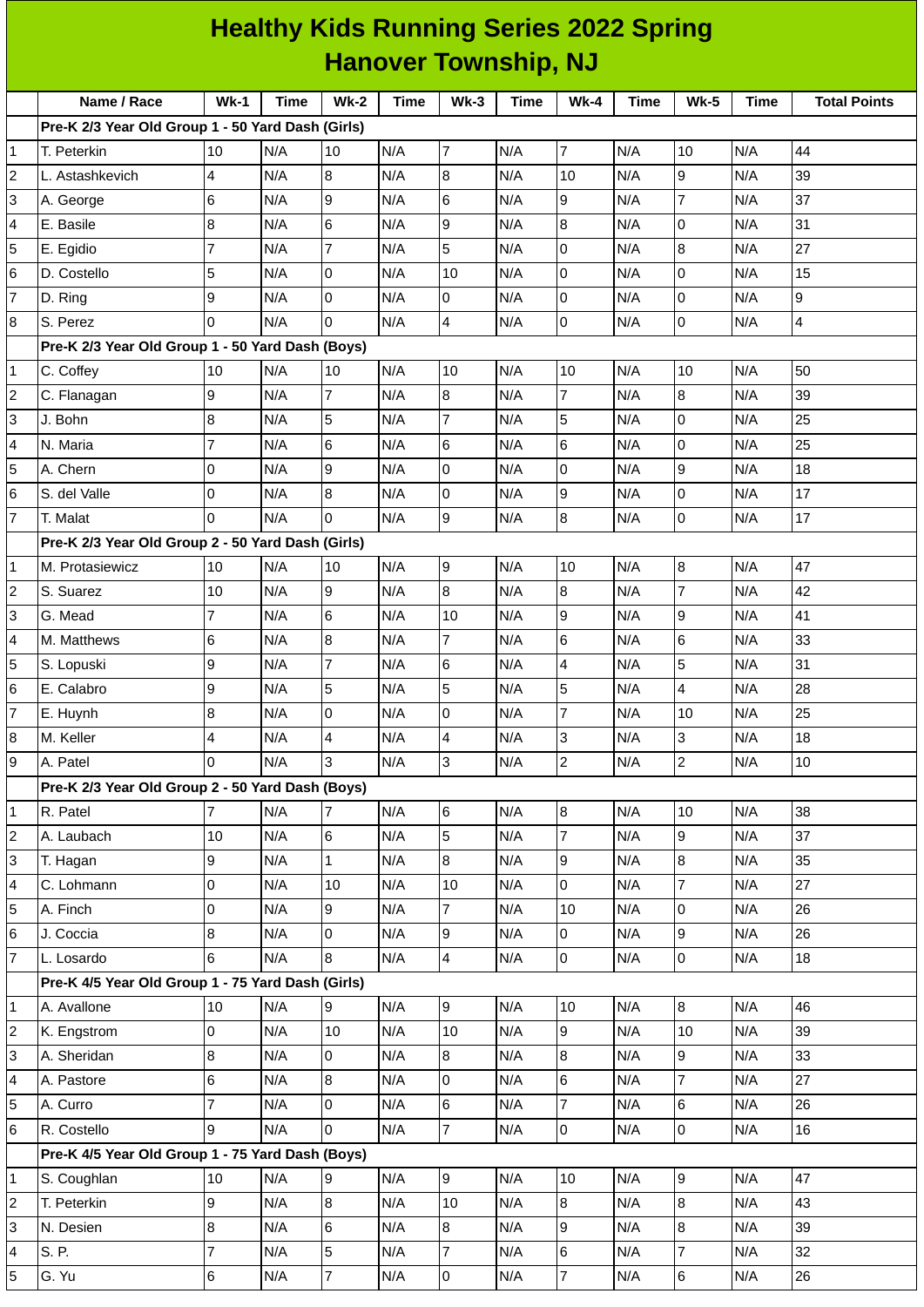# Healthy Kids Running Series 2022 Spring
## Hanover Township, NJ

| | Name / Race | Wk-1 | Time | Wk-2 | Time | Wk-3 | Time | Wk-4 | Time | Wk-5 | Time | Total Points |
|---|---|---|---|---|---|---|---|---|---|---|---|---|
| | **Pre-K 2/3 Year Old Group 1 - 50 Yard Dash (Girls)** | | | | | | | | | | | |
| 1 | T. Peterkin | 10 | N/A | 10 | N/A | 7 | N/A | 7 | N/A | 10 | N/A | 44 |
| 2 | L. Astashkevich | 4 | N/A | 8 | N/A | 8 | N/A | 10 | N/A | 9 | N/A | 39 |
| 3 | A. George | 6 | N/A | 9 | N/A | 6 | N/A | 9 | N/A | 7 | N/A | 37 |
| 4 | E. Basile | 8 | N/A | 6 | N/A | 9 | N/A | 8 | N/A | 0 | N/A | 31 |
| 5 | E. Egidio | 7 | N/A | 7 | N/A | 5 | N/A | 0 | N/A | 8 | N/A | 27 |
| 6 | D. Costello | 5 | N/A | 0 | N/A | 10 | N/A | 0 | N/A | 0 | N/A | 15 |
| 7 | D. Ring | 9 | N/A | 0 | N/A | 0 | N/A | 0 | N/A | 0 | N/A | 9 |
| 8 | S. Perez | 0 | N/A | 0 | N/A | 4 | N/A | 0 | N/A | 0 | N/A | 4 |
| | **Pre-K 2/3 Year Old Group 1 - 50 Yard Dash (Boys)** | | | | | | | | | | | |
| 1 | C. Coffey | 10 | N/A | 10 | N/A | 10 | N/A | 10 | N/A | 10 | N/A | 50 |
| 2 | C. Flanagan | 9 | N/A | 7 | N/A | 8 | N/A | 7 | N/A | 8 | N/A | 39 |
| 3 | J. Bohn | 8 | N/A | 5 | N/A | 7 | N/A | 5 | N/A | 0 | N/A | 25 |
| 4 | N. Maria | 7 | N/A | 6 | N/A | 6 | N/A | 6 | N/A | 0 | N/A | 25 |
| 5 | A. Chern | 0 | N/A | 9 | N/A | 0 | N/A | 0 | N/A | 9 | N/A | 18 |
| 6 | S. del Valle | 0 | N/A | 8 | N/A | 0 | N/A | 9 | N/A | 0 | N/A | 17 |
| 7 | T. Malat | 0 | N/A | 0 | N/A | 9 | N/A | 8 | N/A | 0 | N/A | 17 |
| | **Pre-K 2/3 Year Old Group 2 - 50 Yard Dash (Girls)** | | | | | | | | | | | |
| 1 | M. Protasiewicz | 10 | N/A | 10 | N/A | 9 | N/A | 10 | N/A | 8 | N/A | 47 |
| 2 | S. Suarez | 10 | N/A | 9 | N/A | 8 | N/A | 8 | N/A | 7 | N/A | 42 |
| 3 | G. Mead | 7 | N/A | 6 | N/A | 10 | N/A | 9 | N/A | 9 | N/A | 41 |
| 4 | M. Matthews | 6 | N/A | 8 | N/A | 7 | N/A | 6 | N/A | 6 | N/A | 33 |
| 5 | S. Lopuski | 9 | N/A | 7 | N/A | 6 | N/A | 4 | N/A | 5 | N/A | 31 |
| 6 | E. Calabro | 9 | N/A | 5 | N/A | 5 | N/A | 5 | N/A | 4 | N/A | 28 |
| 7 | E. Huynh | 8 | N/A | 0 | N/A | 0 | N/A | 7 | N/A | 10 | N/A | 25 |
| 8 | M. Keller | 4 | N/A | 4 | N/A | 4 | N/A | 3 | N/A | 3 | N/A | 18 |
| 9 | A. Patel | 0 | N/A | 3 | N/A | 3 | N/A | 2 | N/A | 2 | N/A | 10 |
| | **Pre-K 2/3 Year Old Group 2 - 50 Yard Dash (Boys)** | | | | | | | | | | | |
| 1 | R. Patel | 7 | N/A | 7 | N/A | 6 | N/A | 8 | N/A | 10 | N/A | 38 |
| 2 | A. Laubach | 10 | N/A | 6 | N/A | 5 | N/A | 7 | N/A | 9 | N/A | 37 |
| 3 | T. Hagan | 9 | N/A | 1 | N/A | 8 | N/A | 9 | N/A | 8 | N/A | 35 |
| 4 | C. Lohmann | 0 | N/A | 10 | N/A | 10 | N/A | 0 | N/A | 7 | N/A | 27 |
| 5 | A. Finch | 0 | N/A | 9 | N/A | 7 | N/A | 10 | N/A | 0 | N/A | 26 |
| 6 | J. Coccia | 8 | N/A | 0 | N/A | 9 | N/A | 0 | N/A | 9 | N/A | 26 |
| 7 | L. Losardo | 6 | N/A | 8 | N/A | 4 | N/A | 0 | N/A | 0 | N/A | 18 |
| | **Pre-K 4/5 Year Old Group 1 - 75 Yard Dash (Girls)** | | | | | | | | | | | |
| 1 | A. Avallone | 10 | N/A | 9 | N/A | 9 | N/A | 10 | N/A | 8 | N/A | 46 |
| 2 | K. Engstrom | 0 | N/A | 10 | N/A | 10 | N/A | 9 | N/A | 10 | N/A | 39 |
| 3 | A. Sheridan | 8 | N/A | 0 | N/A | 8 | N/A | 8 | N/A | 9 | N/A | 33 |
| 4 | A. Pastore | 6 | N/A | 8 | N/A | 0 | N/A | 6 | N/A | 7 | N/A | 27 |
| 5 | A. Curro | 7 | N/A | 0 | N/A | 6 | N/A | 7 | N/A | 6 | N/A | 26 |
| 6 | R. Costello | 9 | N/A | 0 | N/A | 7 | N/A | 0 | N/A | 0 | N/A | 16 |
| | **Pre-K 4/5 Year Old Group 1 - 75 Yard Dash (Boys)** | | | | | | | | | | | |
| 1 | S. Coughlan | 10 | N/A | 9 | N/A | 9 | N/A | 10 | N/A | 9 | N/A | 47 |
| 2 | T. Peterkin | 9 | N/A | 8 | N/A | 10 | N/A | 8 | N/A | 8 | N/A | 43 |
| 3 | N. Desien | 8 | N/A | 6 | N/A | 8 | N/A | 9 | N/A | 8 | N/A | 39 |
| 4 | S. P. | 7 | N/A | 5 | N/A | 7 | N/A | 6 | N/A | 7 | N/A | 32 |
| 5 | G. Yu | 6 | N/A | 7 | N/A | 0 | N/A | 7 | N/A | 6 | N/A | 26 |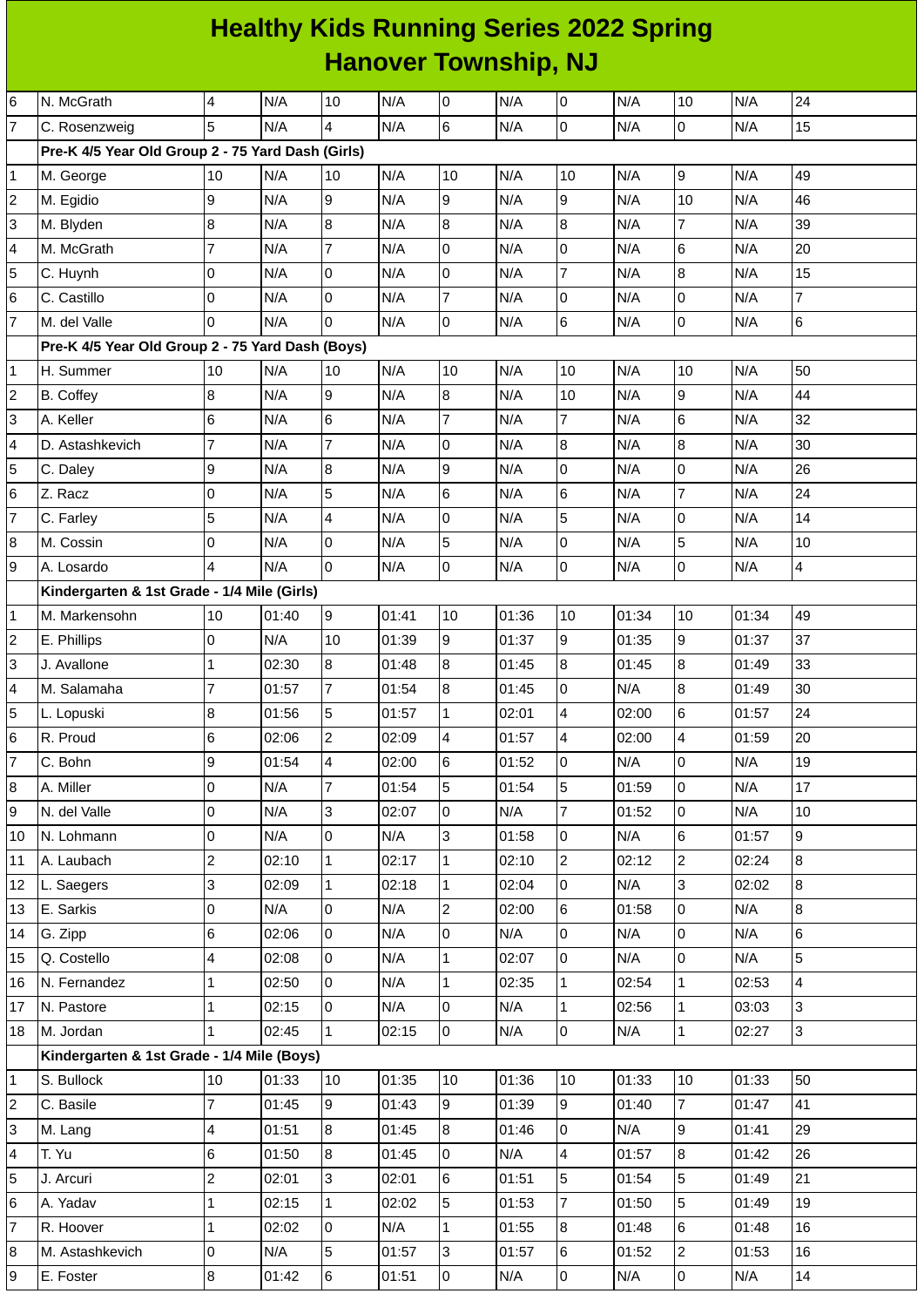# Healthy Kids Running Series 2022 Spring
## Hanover Township, NJ

| | | | | | | | | | | | | |
|---|---|---|---|---|---|---|---|---|---|---|---|---|
| 6 | N. McGrath | 4 | N/A | 10 | N/A | 0 | N/A | 0 | N/A | 10 | N/A | 24 |
| 7 | C. Rosenzweig | 5 | N/A | 4 | N/A | 6 | N/A | 0 | N/A | 0 | N/A | 15 |
| | **Pre-K 4/5 Year Old Group 2 - 75 Yard Dash (Girls)** | | | | | | | | | | | |
| 1 | M. George | 10 | N/A | 10 | N/A | 10 | N/A | 10 | N/A | 9 | N/A | 49 |
| 2 | M. Egidio | 9 | N/A | 9 | N/A | 9 | N/A | 9 | N/A | 10 | N/A | 46 |
| 3 | M. Blyden | 8 | N/A | 8 | N/A | 8 | N/A | 8 | N/A | 7 | N/A | 39 |
| 4 | M. McGrath | 7 | N/A | 7 | N/A | 0 | N/A | 0 | N/A | 6 | N/A | 20 |
| 5 | C. Huynh | 0 | N/A | 0 | N/A | 0 | N/A | 7 | N/A | 8 | N/A | 15 |
| 6 | C. Castillo | 0 | N/A | 0 | N/A | 7 | N/A | 0 | N/A | 0 | N/A | 7 |
| 7 | M. del Valle | 0 | N/A | 0 | N/A | 0 | N/A | 6 | N/A | 0 | N/A | 6 |
| | **Pre-K 4/5 Year Old Group 2 - 75 Yard Dash (Boys)** | | | | | | | | | | | |
| 1 | H. Summer | 10 | N/A | 10 | N/A | 10 | N/A | 10 | N/A | 10 | N/A | 50 |
| 2 | B. Coffey | 8 | N/A | 9 | N/A | 8 | N/A | 10 | N/A | 9 | N/A | 44 |
| 3 | A. Keller | 6 | N/A | 6 | N/A | 7 | N/A | 7 | N/A | 6 | N/A | 32 |
| 4 | D. Astashkevich | 7 | N/A | 7 | N/A | 0 | N/A | 8 | N/A | 8 | N/A | 30 |
| 5 | C. Daley | 9 | N/A | 8 | N/A | 9 | N/A | 0 | N/A | 0 | N/A | 26 |
| 6 | Z. Racz | 0 | N/A | 5 | N/A | 6 | N/A | 6 | N/A | 7 | N/A | 24 |
| 7 | C. Farley | 5 | N/A | 4 | N/A | 0 | N/A | 5 | N/A | 0 | N/A | 14 |
| 8 | M. Cossin | 0 | N/A | 0 | N/A | 5 | N/A | 0 | N/A | 5 | N/A | 10 |
| 9 | A. Losardo | 4 | N/A | 0 | N/A | 0 | N/A | 0 | N/A | 0 | N/A | 4 |
| | **Kindergarten & 1st Grade - 1/4 Mile (Girls)** | | | | | | | | | | | |
| 1 | M. Markensohn | 10 | 01:40 | 9 | 01:41 | 10 | 01:36 | 10 | 01:34 | 10 | 01:34 | 49 |
| 2 | E. Phillips | 0 | N/A | 10 | 01:39 | 9 | 01:37 | 9 | 01:35 | 9 | 01:37 | 37 |
| 3 | J. Avallone | 1 | 02:30 | 8 | 01:48 | 8 | 01:45 | 8 | 01:45 | 8 | 01:49 | 33 |
| 4 | M. Salamaha | 7 | 01:57 | 7 | 01:54 | 8 | 01:45 | 0 | N/A | 8 | 01:49 | 30 |
| 5 | L. Lopuski | 8 | 01:56 | 5 | 01:57 | 1 | 02:01 | 4 | 02:00 | 6 | 01:57 | 24 |
| 6 | R. Proud | 6 | 02:06 | 2 | 02:09 | 4 | 01:57 | 4 | 02:00 | 4 | 01:59 | 20 |
| 7 | C. Bohn | 9 | 01:54 | 4 | 02:00 | 6 | 01:52 | 0 | N/A | 0 | N/A | 19 |
| 8 | A. Miller | 0 | N/A | 7 | 01:54 | 5 | 01:54 | 5 | 01:59 | 0 | N/A | 17 |
| 9 | N. del Valle | 0 | N/A | 3 | 02:07 | 0 | N/A | 7 | 01:52 | 0 | N/A | 10 |
| 10 | N. Lohmann | 0 | N/A | 0 | N/A | 3 | 01:58 | 0 | N/A | 6 | 01:57 | 9 |
| 11 | A. Laubach | 2 | 02:10 | 1 | 02:17 | 1 | 02:10 | 2 | 02:12 | 2 | 02:24 | 8 |
| 12 | L. Saegers | 3 | 02:09 | 1 | 02:18 | 1 | 02:04 | 0 | N/A | 3 | 02:02 | 8 |
| 13 | E. Sarkis | 0 | N/A | 0 | N/A | 2 | 02:00 | 6 | 01:58 | 0 | N/A | 8 |
| 14 | G. Zipp | 6 | 02:06 | 0 | N/A | 0 | N/A | 0 | N/A | 0 | N/A | 6 |
| 15 | Q. Costello | 4 | 02:08 | 0 | N/A | 1 | 02:07 | 0 | N/A | 0 | N/A | 5 |
| 16 | N. Fernandez | 1 | 02:50 | 0 | N/A | 1 | 02:35 | 1 | 02:54 | 1 | 02:53 | 4 |
| 17 | N. Pastore | 1 | 02:15 | 0 | N/A | 0 | N/A | 1 | 02:56 | 1 | 03:03 | 3 |
| 18 | M. Jordan | 1 | 02:45 | 1 | 02:15 | 0 | N/A | 0 | N/A | 1 | 02:27 | 3 |
| | **Kindergarten & 1st Grade - 1/4 Mile (Boys)** | | | | | | | | | | | |
| 1 | S. Bullock | 10 | 01:33 | 10 | 01:35 | 10 | 01:36 | 10 | 01:33 | 10 | 01:33 | 50 |
| 2 | C. Basile | 7 | 01:45 | 9 | 01:43 | 9 | 01:39 | 9 | 01:40 | 7 | 01:47 | 41 |
| 3 | M. Lang | 4 | 01:51 | 8 | 01:45 | 8 | 01:46 | 0 | N/A | 9 | 01:41 | 29 |
| 4 | T. Yu | 6 | 01:50 | 8 | 01:45 | 0 | N/A | 4 | 01:57 | 8 | 01:42 | 26 |
| 5 | J. Arcuri | 2 | 02:01 | 3 | 02:01 | 6 | 01:51 | 5 | 01:54 | 5 | 01:49 | 21 |
| 6 | A. Yadav | 1 | 02:15 | 1 | 02:02 | 5 | 01:53 | 7 | 01:50 | 5 | 01:49 | 19 |
| 7 | R. Hoover | 1 | 02:02 | 0 | N/A | 1 | 01:55 | 8 | 01:48 | 6 | 01:48 | 16 |
| 8 | M. Astashkevich | 0 | N/A | 5 | 01:57 | 3 | 01:57 | 6 | 01:52 | 2 | 01:53 | 16 |
| 9 | E. Foster | 8 | 01:42 | 6 | 01:51 | 0 | N/A | 0 | N/A | 0 | N/A | 14 |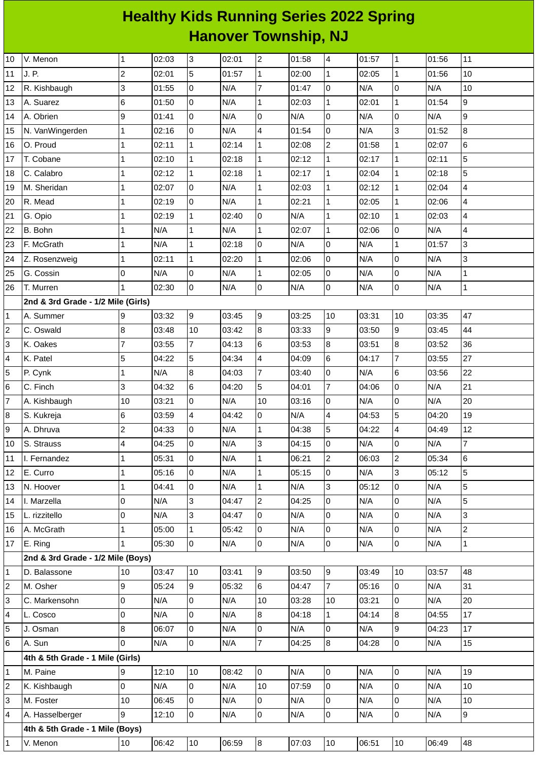# Healthy Kids Running Series 2022 Spring
## Hanover Township, NJ

| | | | | | | | | | | | | |
|---|---|---|---|---|---|---|---|---|---|---|---|---|
| 10 | V. Menon | 1 | 02:03 | 3 | 02:01 | 2 | 01:58 | 4 | 01:57 | 1 | 01:56 | 11 |
| 11 | J. P. | 2 | 02:01 | 5 | 01:57 | 1 | 02:00 | 1 | 02:05 | 1 | 01:56 | 10 |
| 12 | R. Kishbaugh | 3 | 01:55 | 0 | N/A | 7 | 01:47 | 0 | N/A | 0 | N/A | 10 |
| 13 | A. Suarez | 6 | 01:50 | 0 | N/A | 1 | 02:03 | 1 | 02:01 | 1 | 01:54 | 9 |
| 14 | A. Obrien | 9 | 01:41 | 0 | N/A | 0 | N/A | 0 | N/A | 0 | N/A | 9 |
| 15 | N. VanWingerden | 1 | 02:16 | 0 | N/A | 4 | 01:54 | 0 | N/A | 3 | 01:52 | 8 |
| 16 | O. Proud | 1 | 02:11 | 1 | 02:14 | 1 | 02:08 | 2 | 01:58 | 1 | 02:07 | 6 |
| 17 | T. Cobane | 1 | 02:10 | 1 | 02:18 | 1 | 02:12 | 1 | 02:17 | 1 | 02:11 | 5 |
| 18 | C. Calabro | 1 | 02:12 | 1 | 02:18 | 1 | 02:17 | 1 | 02:04 | 1 | 02:18 | 5 |
| 19 | M. Sheridan | 1 | 02:07 | 0 | N/A | 1 | 02:03 | 1 | 02:12 | 1 | 02:04 | 4 |
| 20 | R. Mead | 1 | 02:19 | 0 | N/A | 1 | 02:21 | 1 | 02:05 | 1 | 02:06 | 4 |
| 21 | G. Opio | 1 | 02:19 | 1 | 02:40 | 0 | N/A | 1 | 02:10 | 1 | 02:03 | 4 |
| 22 | B. Bohn | 1 | N/A | 1 | N/A | 1 | 02:07 | 1 | 02:06 | 0 | N/A | 4 |
| 23 | F. McGrath | 1 | N/A | 1 | 02:18 | 0 | N/A | 0 | N/A | 1 | 01:57 | 3 |
| 24 | Z. Rosenzweig | 1 | 02:11 | 1 | 02:20 | 1 | 02:06 | 0 | N/A | 0 | N/A | 3 |
| 25 | G. Cossin | 0 | N/A | 0 | N/A | 1 | 02:05 | 0 | N/A | 0 | N/A | 1 |
| 26 | T. Murren | 1 | 02:30 | 0 | N/A | 0 | N/A | 0 | N/A | 0 | N/A | 1 |
| | **2nd & 3rd Grade - 1/2 Mile (Girls)** | | | | | | | | | | | |
| 1 | A. Summer | 9 | 03:32 | 9 | 03:45 | 9 | 03:25 | 10 | 03:31 | 10 | 03:35 | 47 |
| 2 | C. Oswald | 8 | 03:48 | 10 | 03:42 | 8 | 03:33 | 9 | 03:50 | 9 | 03:45 | 44 |
| 3 | K. Oakes | 7 | 03:55 | 7 | 04:13 | 6 | 03:53 | 8 | 03:51 | 8 | 03:52 | 36 |
| 4 | K. Patel | 5 | 04:22 | 5 | 04:34 | 4 | 04:09 | 6 | 04:17 | 7 | 03:55 | 27 |
| 5 | P. Cynk | 1 | N/A | 8 | 04:03 | 7 | 03:40 | 0 | N/A | 6 | 03:56 | 22 |
| 6 | C. Finch | 3 | 04:32 | 6 | 04:20 | 5 | 04:01 | 7 | 04:06 | 0 | N/A | 21 |
| 7 | A. Kishbaugh | 10 | 03:21 | 0 | N/A | 10 | 03:16 | 0 | N/A | 0 | N/A | 20 |
| 8 | S. Kukreja | 6 | 03:59 | 4 | 04:42 | 0 | N/A | 4 | 04:53 | 5 | 04:20 | 19 |
| 9 | A. Dhruva | 2 | 04:33 | 0 | N/A | 1 | 04:38 | 5 | 04:22 | 4 | 04:49 | 12 |
| 10 | S. Strauss | 4 | 04:25 | 0 | N/A | 3 | 04:15 | 0 | N/A | 0 | N/A | 7 |
| 11 | I. Fernandez | 1 | 05:31 | 0 | N/A | 1 | 06:21 | 2 | 06:03 | 2 | 05:34 | 6 |
| 12 | E. Curro | 1 | 05:16 | 0 | N/A | 1 | 05:15 | 0 | N/A | 3 | 05:12 | 5 |
| 13 | N. Hoover | 1 | 04:41 | 0 | N/A | 1 | N/A | 3 | 05:12 | 0 | N/A | 5 |
| 14 | I. Marzella | 0 | N/A | 3 | 04:47 | 2 | 04:25 | 0 | N/A | 0 | N/A | 5 |
| 15 | L. rizzitello | 0 | N/A | 3 | 04:47 | 0 | N/A | 0 | N/A | 0 | N/A | 3 |
| 16 | A. McGrath | 1 | 05:00 | 1 | 05:42 | 0 | N/A | 0 | N/A | 0 | N/A | 2 |
| 17 | E. Ring | 1 | 05:30 | 0 | N/A | 0 | N/A | 0 | N/A | 0 | N/A | 1 |
| | **2nd & 3rd Grade - 1/2 Mile (Boys)** | | | | | | | | | | | |
| 1 | D. Balassone | 10 | 03:47 | 10 | 03:41 | 9 | 03:50 | 9 | 03:49 | 10 | 03:57 | 48 |
| 2 | M. Osher | 9 | 05:24 | 9 | 05:32 | 6 | 04:47 | 7 | 05:16 | 0 | N/A | 31 |
| 3 | C. Markensohn | 0 | N/A | 0 | N/A | 10 | 03:28 | 10 | 03:21 | 0 | N/A | 20 |
| 4 | L. Cosco | 0 | N/A | 0 | N/A | 8 | 04:18 | 1 | 04:14 | 8 | 04:55 | 17 |
| 5 | J. Osman | 8 | 06:07 | 0 | N/A | 0 | N/A | 0 | N/A | 9 | 04:23 | 17 |
| 6 | A. Sun | 0 | N/A | 0 | N/A | 7 | 04:25 | 8 | 04:28 | 0 | N/A | 15 |
| | **4th & 5th Grade - 1 Mile (Girls)** | | | | | | | | | | | |
| 1 | M. Paine | 9 | 12:10 | 10 | 08:42 | 0 | N/A | 0 | N/A | 0 | N/A | 19 |
| 2 | K. Kishbaugh | 0 | N/A | 0 | N/A | 10 | 07:59 | 0 | N/A | 0 | N/A | 10 |
| 3 | M. Foster | 10 | 06:45 | 0 | N/A | 0 | N/A | 0 | N/A | 0 | N/A | 10 |
| 4 | A. Hasselberger | 9 | 12:10 | 0 | N/A | 0 | N/A | 0 | N/A | 0 | N/A | 9 |
| | **4th & 5th Grade - 1 Mile (Boys)** | | | | | | | | | | | |
| 1 | V. Menon | 10 | 06:42 | 10 | 06:59 | 8 | 07:03 | 10 | 06:51 | 10 | 06:49 | 48 |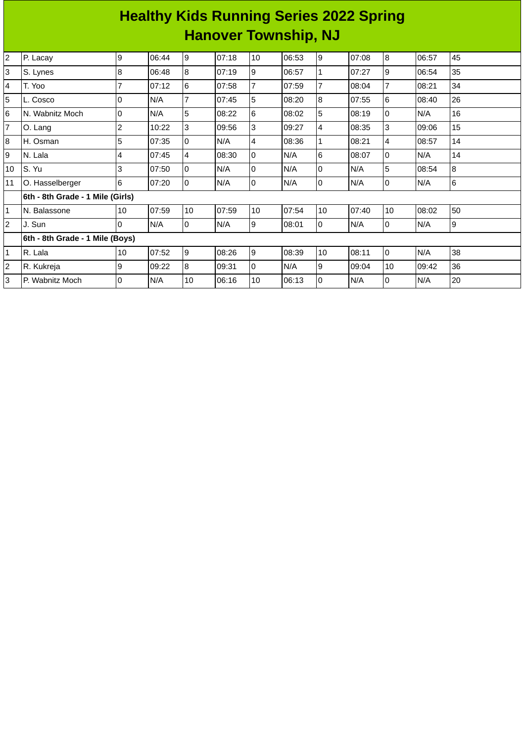# Healthy Kids Running Series 2022 Spring
## Hanover Township, NJ

| | | | | | | | | | | | | |
|---|---|---|---|---|---|---|---|---|---|---|---|---|
| 2 | P. Lacay | 9 | 06:44 | 9 | 07:18 | 10 | 06:53 | 9 | 07:08 | 8 | 06:57 | 45 |
| 3 | S. Lynes | 8 | 06:48 | 8 | 07:19 | 9 | 06:57 | 1 | 07:27 | 9 | 06:54 | 35 |
| 4 | T. Yoo | 7 | 07:12 | 6 | 07:58 | 7 | 07:59 | 7 | 08:04 | 7 | 08:21 | 34 |
| 5 | L. Cosco | 0 | N/A | 7 | 07:45 | 5 | 08:20 | 8 | 07:55 | 6 | 08:40 | 26 |
| 6 | N. Wabnitz Moch | 0 | N/A | 5 | 08:22 | 6 | 08:02 | 5 | 08:19 | 0 | N/A | 16 |
| 7 | O. Lang | 2 | 10:22 | 3 | 09:56 | 3 | 09:27 | 4 | 08:35 | 3 | 09:06 | 15 |
| 8 | H. Osman | 5 | 07:35 | 0 | N/A | 4 | 08:36 | 1 | 08:21 | 4 | 08:57 | 14 |
| 9 | N. Lala | 4 | 07:45 | 4 | 08:30 | 0 | N/A | 6 | 08:07 | 0 | N/A | 14 |
| 10 | S. Yu | 3 | 07:50 | 0 | N/A | 0 | N/A | 0 | N/A | 5 | 08:54 | 8 |
| 11 | O. Hasselberger | 6 | 07:20 | 0 | N/A | 0 | N/A | 0 | N/A | 0 | N/A | 6 |
| | **6th - 8th Grade - 1 Mile (Girls)** | | | | | | | | | | | |
| 1 | N. Balassone | 10 | 07:59 | 10 | 07:59 | 10 | 07:54 | 10 | 07:40 | 10 | 08:02 | 50 |
| 2 | J. Sun | 0 | N/A | 0 | N/A | 9 | 08:01 | 0 | N/A | 0 | N/A | 9 |
| | **6th - 8th Grade - 1 Mile (Boys)** | | | | | | | | | | | |
| 1 | R. Lala | 10 | 07:52 | 9 | 08:26 | 9 | 08:39 | 10 | 08:11 | 0 | N/A | 38 |
| 2 | R. Kukreja | 9 | 09:22 | 8 | 09:31 | 0 | N/A | 9 | 09:04 | 10 | 09:42 | 36 |
| 3 | P. Wabnitz Moch | 0 | N/A | 10 | 06:16 | 10 | 06:13 | 0 | N/A | 0 | N/A | 20 |